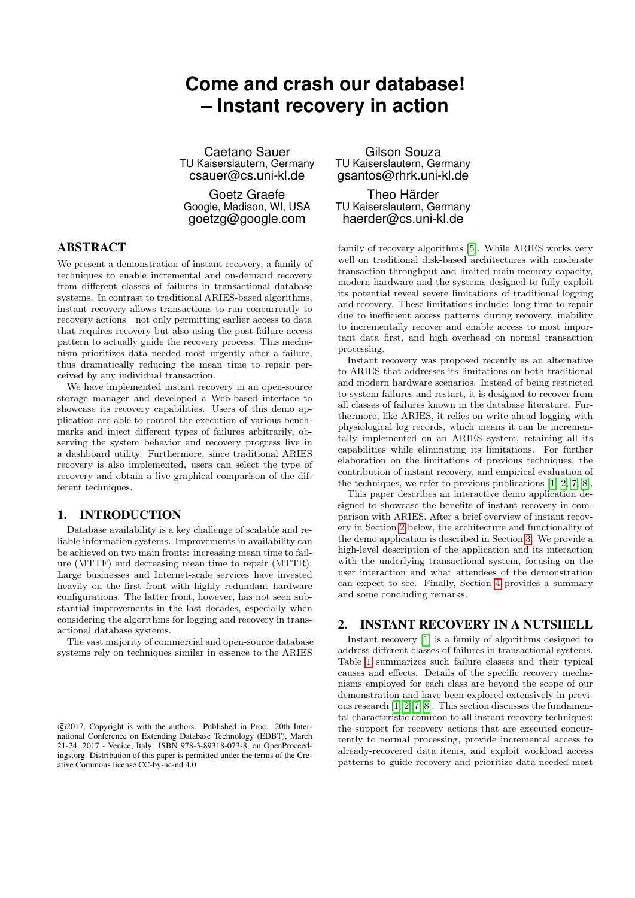# Come and crash our database! – Instant recovery in action

Caetano Sauer
TU Kaiserslautern, Germany
csauer@cs.uni-kl.de

Gilson Souza
TU Kaiserslautern, Germany
gsantos@rhrk.uni-kl.de

Goetz Graefe
Google, Madison, WI, USA
goetzg@google.com

Theo Härder
TU Kaiserslautern, Germany
haerder@cs.uni-kl.de

## ABSTRACT

We present a demonstration of instant recovery, a family of techniques to enable incremental and on-demand recovery from different classes of failures in transactional database systems. In contrast to traditional ARIES-based algorithms, instant recovery allows transactions to run concurrently to recovery actions—not only permitting earlier access to data that requires recovery but also using the post-failure access pattern to actually guide the recovery process. This mechanism prioritizes data needed most urgently after a failure, thus dramatically reducing the mean time to repair perceived by any individual transaction.

We have implemented instant recovery in an open-source storage manager and developed a Web-based interface to showcase its recovery capabilities. Users of this demo application are able to control the execution of various benchmarks and inject different types of failures arbitrarily, observing the system behavior and recovery progress live in a dashboard utility. Furthermore, since traditional ARIES recovery is also implemented, users can select the type of recovery and obtain a live graphical comparison of the different techniques.

## 1. INTRODUCTION

Database availability is a key challenge of scalable and reliable information systems. Improvements in availability can be achieved on two main fronts: increasing mean time to failure (MTTF) and decreasing mean time to repair (MTTR). Large businesses and Internet-scale services have invested heavily on the first front with highly redundant hardware configurations. The latter front, however, has not seen substantial improvements in the last decades, especially when considering the algorithms for logging and recovery in transactional database systems.

The vast majority of commercial and open-source database systems rely on techniques similar in essence to the ARIES family of recovery algorithms [5]. While ARIES works very well on traditional disk-based architectures with moderate transaction throughput and limited main-memory capacity, modern hardware and the systems designed to fully exploit its potential reveal severe limitations of traditional logging and recovery. These limitations include: long time to repair due to inefficient access patterns during recovery, inability to incrementally recover and enable access to most important data first, and high overhead on normal transaction processing.

Instant recovery was proposed recently as an alternative to ARIES that addresses its limitations on both traditional and modern hardware scenarios. Instead of being restricted to system failures and restart, it is designed to recover from all classes of failures known in the database literature. Furthermore, like ARIES, it relies on write-ahead logging with physiological log records, which means it can be incrementally implemented on an ARIES system, retaining all its capabilities while eliminating its limitations. For further elaboration on the limitations of previous techniques, the contribution of instant recovery, and empirical evaluation of the techniques, we refer to previous publications [1, 2, 7, 8].

This paper describes an interactive demo application designed to showcase the benefits of instant recovery in comparison with ARIES. After a brief overview of instant recovery in Section 2 below, the architecture and functionality of the demo application is described in Section 3. We provide a high-level description of the application and its interaction with the underlying transactional system, focusing on the user interaction and what attendees of the demonstration can expect to see. Finally, Section 4 provides a summary and some concluding remarks.

## 2. INSTANT RECOVERY IN A NUTSHELL

Instant recovery [1] is a family of algorithms designed to address different classes of failures in transactional systems. Table 1 summarizes such failure classes and their typical causes and effects. Details of the specific recovery mechanisms employed for each class are beyond the scope of our demonstration and have been explored extensively in previous research [1, 2, 7, 8]. This section discusses the fundamental characteristic common to all instant recovery techniques: the support for recovery actions that are executed concurrently to normal processing, provide incremental access to already-recovered data items, and exploit workload access patterns to guide recovery and prioritize data needed most

©2017, Copyright is with the authors. Published in Proc. 20th International Conference on Extending Database Technology (EDBT), March 21-24, 2017 - Venice, Italy: ISBN 978-3-89318-073-8, on OpenProceedings.org. Distribution of this paper is permitted under the terms of the Creative Commons license CC-by-nc-nd 4.0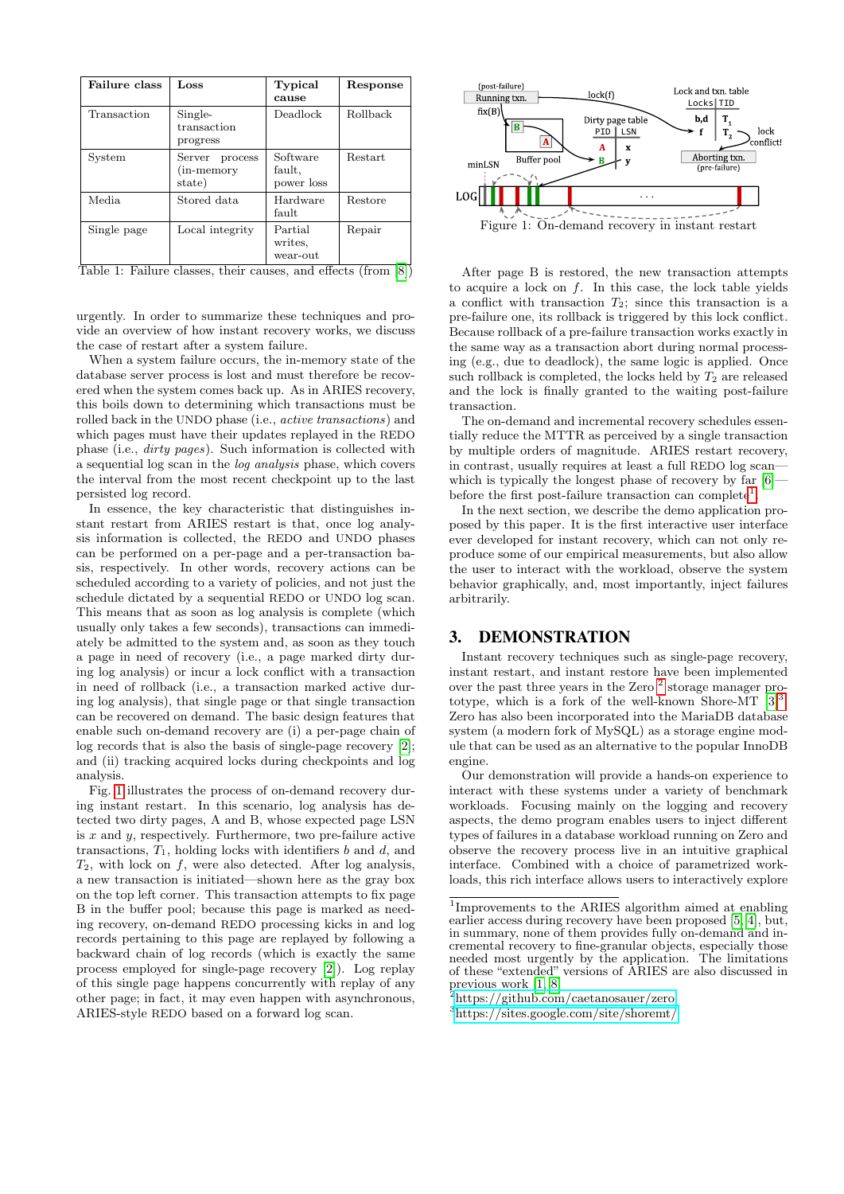| Failure class | Loss | Typical cause | Response |
|---|---|---|---|
| Transaction | Single-transaction progress | Deadlock | Rollback |
| System | Server process (in-memory state) | Software fault, power loss | Restart |
| Media | Stored data | Hardware fault | Restore |
| Single page | Local integrity | Partial writes, wear-out | Repair |

Table 1: Failure classes, their causes, and effects (from [8])

urgently. In order to summarize these techniques and provide an overview of how instant recovery works, we discuss the case of restart after a system failure.

When a system failure occurs, the in-memory state of the database server process is lost and must therefore be recovered when the system comes back up. As in ARIES recovery, this boils down to determining which transactions must be rolled back in the UNDO phase (i.e., *active transactions*) and which pages must have their updates replayed in the REDO phase (i.e., *dirty pages*). Such information is collected with a sequential log scan in the *log analysis* phase, which covers the interval from the most recent checkpoint up to the last persisted log record.

In essence, the key characteristic that distinguishes instant restart from ARIES restart is that, once log analysis information is collected, the REDO and UNDO phases can be performed on a per-page and a per-transaction basis, respectively. In other words, recovery actions can be scheduled according to a variety of policies, and not just the schedule dictated by a sequential REDO or UNDO log scan. This means that as soon as log analysis is complete (which usually only takes a few seconds), transactions can immediately be admitted to the system and, as soon as they touch a page in need of recovery (i.e., a page marked dirty during log analysis) or incur a lock conflict with a transaction in need of rollback (i.e., a transaction marked active during log analysis), that single page or that single transaction can be recovered on demand. The basic design features that enable such on-demand recovery are (i) a per-page chain of log records that is also the basis of single-page recovery [2]; and (ii) tracking acquired locks during checkpoints and log analysis.

Fig. 1 illustrates the process of on-demand recovery during instant restart. In this scenario, log analysis has detected two dirty pages, A and B, whose expected page LSN is $x$ and $y$, respectively. Furthermore, two pre-failure active transactions, $T_1$, holding locks with identifiers $b$ and $d$, and $T_2$, with lock on $f$, were also detected. After log analysis, a new transaction is initiated—shown here as the gray box on the top left corner. This transaction attempts to fix page B in the buffer pool; because this page is marked as needing recovery, on-demand REDO processing kicks in and log records pertaining to this page are replayed by following a backward chain of log records (which is exactly the same process employed for single-page recovery [2]). Log replay of this single page happens concurrently with replay of any other page; in fact, it may even happen with asynchronous, ARIES-style REDO based on a forward log scan.

Figure 1: On-demand recovery in instant restart

After page B is restored, the new transaction attempts to acquire a lock on $f$. In this case, the lock table yields a conflict with transaction $T_2$; since this transaction is a pre-failure one, its rollback is triggered by this lock conflict. Because rollback of a pre-failure transaction works exactly in the same way as a transaction abort during normal processing (e.g., due to deadlock), the same logic is applied. Once such rollback is completed, the locks held by $T_2$ are released and the lock is finally granted to the waiting post-failure transaction.

The on-demand and incremental recovery schedules essentially reduce the MTTR as perceived by a single transaction by multiple orders of magnitude. ARIES restart recovery, in contrast, usually requires at least a full REDO log scan—which is typically the longest phase of recovery by far [6]—before the first post-failure transaction can complete[1].

In the next section, we describe the demo application proposed by this paper. It is the first interactive user interface ever developed for instant recovery, which can not only reproduce some of our empirical measurements, but also allow the user to interact with the workload, observe the system behavior graphically, and, most importantly, inject failures arbitrarily.

## 3. DEMONSTRATION

Instant recovery techniques such as single-page recovery, instant restart, and instant restore have been implemented over the past three years in the Zero[2] storage manager prototype, which is a fork of the well-known Shore-MT [3][3]. Zero has also been incorporated into the MariaDB database system (a modern fork of MySQL) as a storage engine module that can be used as an alternative to the popular InnoDB engine.

Our demonstration will provide a hands-on experience to interact with these systems under a variety of benchmark workloads. Focusing mainly on the logging and recovery aspects, the demo program enables users to inject different types of failures in a database workload running on Zero and observe the recovery process live in an intuitive graphical interface. Combined with a choice of parametrized workloads, this rich interface allows users to interactively explore

[1]Improvements to the ARIES algorithm aimed at enabling earlier access during recovery have been proposed [5, 4], but, in summary, none of them provides fully on-demand and incremental recovery to fine-granular objects, especially those needed most urgently by the application. The limitations of these "extended" versions of ARIES are also discussed in previous work [1, 8].

[2]https://github.com/caetanosauer/zero

[3]https://sites.google.com/site/shoremt/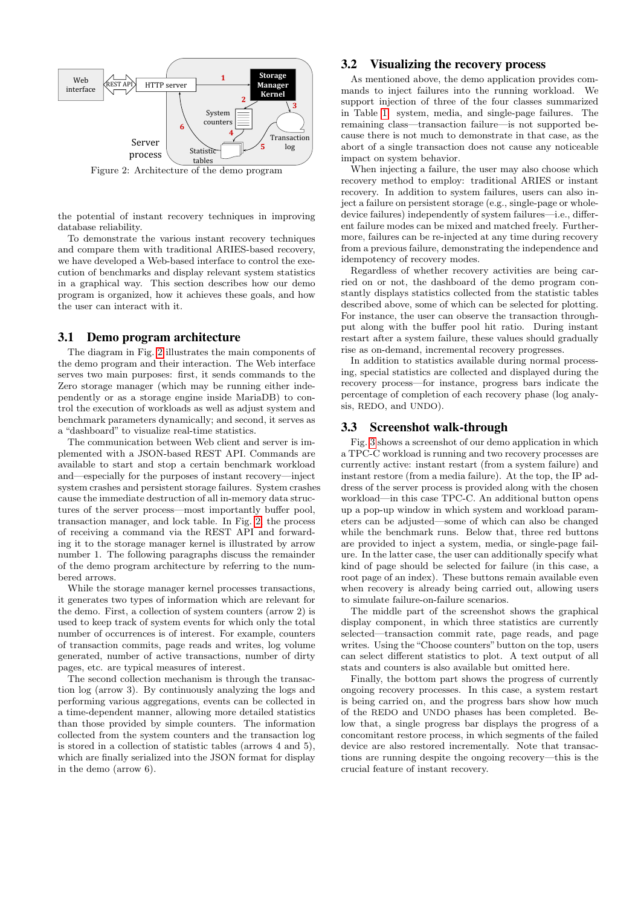Web interface · REST API · HTTP server · Storage Manager Kernel · System counters · Transaction log · Statistic tables · Server process · 1 · 2 · 3 · 4 · 5 · 6

Figure 2: Architecture of the demo program

the potential of instant recovery techniques in improving database reliability.

To demonstrate the various instant recovery techniques and compare them with traditional ARIES-based recovery, we have developed a Web-based interface to control the execution of benchmarks and display relevant system statistics in a graphical way. This section describes how our demo program is organized, how it achieves these goals, and how the user can interact with it.

## 3.1 Demo program architecture

The diagram in Fig. 2 illustrates the main components of the demo program and their interaction. The Web interface serves two main purposes: first, it sends commands to the Zero storage manager (which may be running either independently or as a storage engine inside MariaDB) to control the execution of workloads as well as adjust system and benchmark parameters dynamically; and second, it serves as a "dashboard" to visualize real-time statistics.

The communication between Web client and server is implemented with a JSON-based REST API. Commands are available to start and stop a certain benchmark workload and—especially for the purposes of instant recovery—inject system crashes and persistent storage failures. System crashes cause the immediate destruction of all in-memory data structures of the server process—most importantly buffer pool, transaction manager, and lock table. In Fig. 2, the process of receiving a command via the REST API and forwarding it to the storage manager kernel is illustrated by arrow number 1. The following paragraphs discuss the remainder of the demo program architecture by referring to the numbered arrows.

While the storage manager kernel processes transactions, it generates two types of information which are relevant for the demo. First, a collection of system counters (arrow 2) is used to keep track of system events for which only the total number of occurrences is of interest. For example, counters of transaction commits, page reads and writes, log volume generated, number of active transactions, number of dirty pages, etc. are typical measures of interest.

The second collection mechanism is through the transaction log (arrow 3). By continuously analyzing the logs and performing various aggregations, events can be collected in a time-dependent manner, allowing more detailed statistics than those provided by simple counters. The information collected from the system counters and the transaction log is stored in a collection of statistic tables (arrows 4 and 5), which are finally serialized into the JSON format for display in the demo (arrow 6).

## 3.2 Visualizing the recovery process

As mentioned above, the demo application provides commands to inject failures into the running workload. We support injection of three of the four classes summarized in Table 1: system, media, and single-page failures. The remaining class—transaction failure—is not supported because there is not much to demonstrate in that case, as the abort of a single transaction does not cause any noticeable impact on system behavior.

When injecting a failure, the user may also choose which recovery method to employ: traditional ARIES or instant recovery. In addition to system failures, users can also inject a failure on persistent storage (e.g., single-page or whole-device failures) independently of system failures—i.e., different failure modes can be mixed and matched freely. Furthermore, failures can be re-injected at any time during recovery from a previous failure, demonstrating the independence and idempotency of recovery modes.

Regardless of whether recovery activities are being carried on or not, the dashboard of the demo program constantly displays statistics collected from the statistic tables described above, some of which can be selected for plotting. For instance, the user can observe the transaction throughput along with the buffer pool hit ratio. During instant restart after a system failure, these values should gradually rise as on-demand, incremental recovery progresses.

In addition to statistics available during normal processing, special statistics are collected and displayed during the recovery process—for instance, progress bars indicate the percentage of completion of each recovery phase (log analysis, REDO, and UNDO).

## 3.3 Screenshot walk-through

Fig. 3 shows a screenshot of our demo application in which a TPC-C workload is running and two recovery processes are currently active: instant restart (from a system failure) and instant restore (from a media failure). At the top, the IP address of the server process is provided along with the chosen workload—in this case TPC-C. An additional button opens up a pop-up window in which system and workload parameters can be adjusted—some of which can also be changed while the benchmark runs. Below that, three red buttons are provided to inject a system, media, or single-page failure. In the latter case, the user can additionally specify what kind of page should be selected for failure (in this case, a root page of an index). These buttons remain available even when recovery is already being carried out, allowing users to simulate failure-on-failure scenarios.

The middle part of the screenshot shows the graphical display component, in which three statistics are currently selected—transaction commit rate, page reads, and page writes. Using the "Choose counters" button on the top, users can select different statistics to plot. A text output of all stats and counters is also available but omitted here.

Finally, the bottom part shows the progress of currently ongoing recovery processes. In this case, a system restart is being carried on, and the progress bars show how much of the REDO and UNDO phases has been completed. Below that, a single progress bar displays the progress of a concomitant restore process, in which segments of the failed device are also restored incrementally. Note that transactions are running despite the ongoing recovery—this is the crucial feature of instant recovery.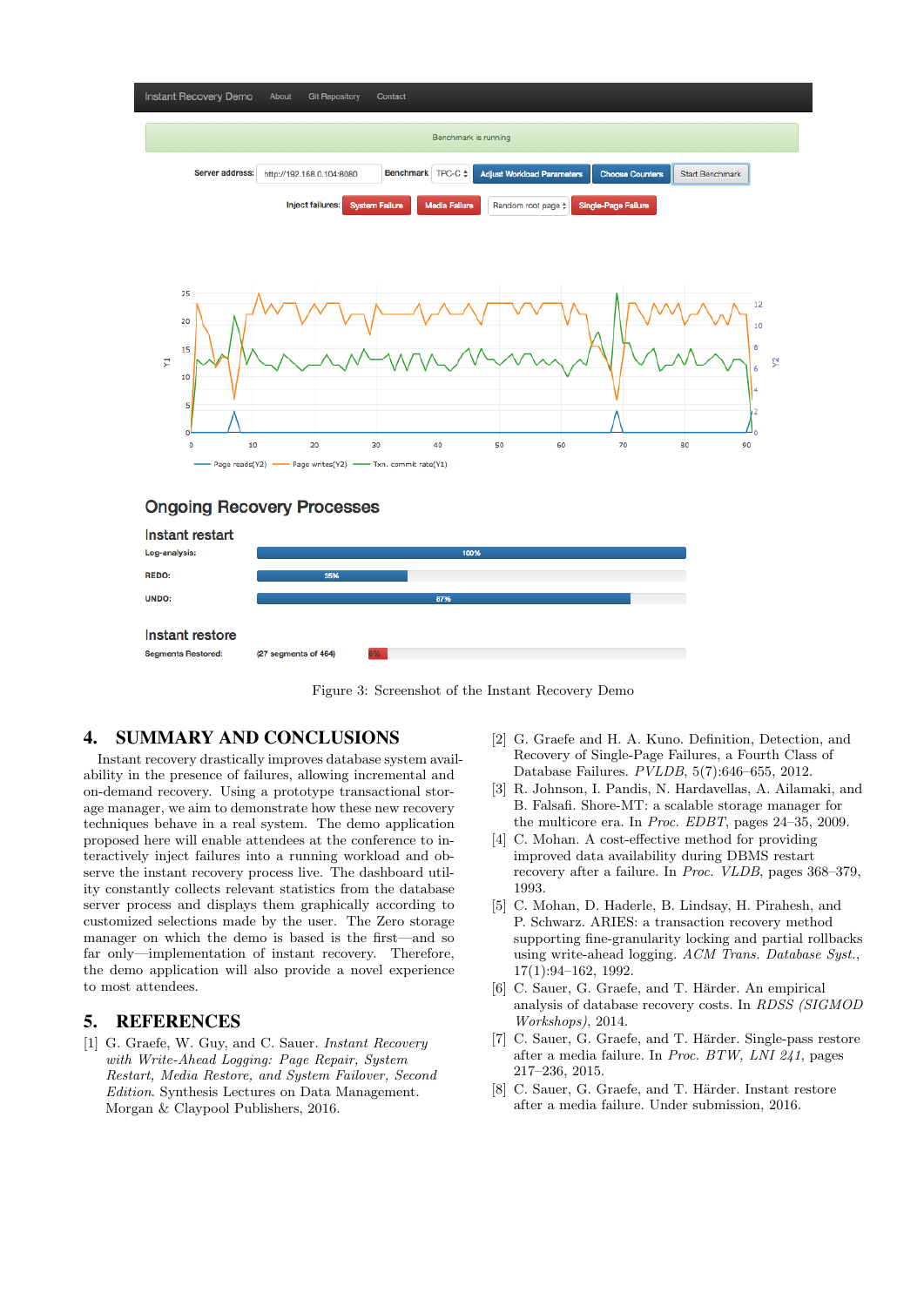Instant Recovery Demo About Git Repository Contact

Benchmark is running

Server address: http://192.168.0.104:8080 Benchmark TPC-C Adjust Workload Parameters Choose Counters Start Benchmark

Inject failures: System Failure Media Failure Random root page Single-Page Failure

Y1

25 20 15 10 5 0

0 10 20 30 40 50 60 70 80 90

Y2

12 10 8 6 4 2 0

Page reads(Y2) Page writes(Y2) Txn. commit rate(Y1)

Ongoing Recovery Processes

Instant restart

Log-analysis: 100%

REDO: 35%

UNDO: 87%

Instant restore

Segments Restored: (27 segments of 464) 6%

Figure 3: Screenshot of the Instant Recovery Demo

## 4. SUMMARY AND CONCLUSIONS

Instant recovery drastically improves database system availability in the presence of failures, allowing incremental and on-demand recovery. Using a prototype transactional storage manager, we aim to demonstrate how these new recovery techniques behave in a real system. The demo application proposed here will enable attendees at the conference to interactively inject failures into a running workload and observe the instant recovery process live. The dashboard utility constantly collects relevant statistics from the database server process and displays them graphically according to customized selections made by the user. The Zero storage manager on which the demo is based is the first—and so far only—implementation of instant recovery. Therefore, the demo application will also provide a novel experience to most attendees.

## 5. REFERENCES

[1] G. Graefe, W. Guy, and C. Sauer. *Instant Recovery with Write-Ahead Logging: Page Repair, System Restart, Media Restore, and System Failover, Second Edition*. Synthesis Lectures on Data Management. Morgan & Claypool Publishers, 2016.

[2] G. Graefe and H. A. Kuno. Definition, Detection, and Recovery of Single-Page Failures, a Fourth Class of Database Failures. *PVLDB*, 5(7):646–655, 2012.

[3] R. Johnson, I. Pandis, N. Hardavellas, A. Ailamaki, and B. Falsafi. Shore-MT: a scalable storage manager for the multicore era. In *Proc. EDBT*, pages 24–35, 2009.

[4] C. Mohan. A cost-effective method for providing improved data availability during DBMS restart recovery after a failure. In *Proc. VLDB*, pages 368–379, 1993.

[5] C. Mohan, D. Haderle, B. Lindsay, H. Pirahesh, and P. Schwarz. ARIES: a transaction recovery method supporting fine-granularity locking and partial rollbacks using write-ahead logging. *ACM Trans. Database Syst.*, 17(1):94–162, 1992.

[6] C. Sauer, G. Graefe, and T. Härder. An empirical analysis of database recovery costs. In *RDSS (SIGMOD Workshops)*, 2014.

[7] C. Sauer, G. Graefe, and T. Härder. Single-pass restore after a media failure. In *Proc. BTW, LNI 241*, pages 217–236, 2015.

[8] C. Sauer, G. Graefe, and T. Härder. Instant restore after a media failure. Under submission, 2016.